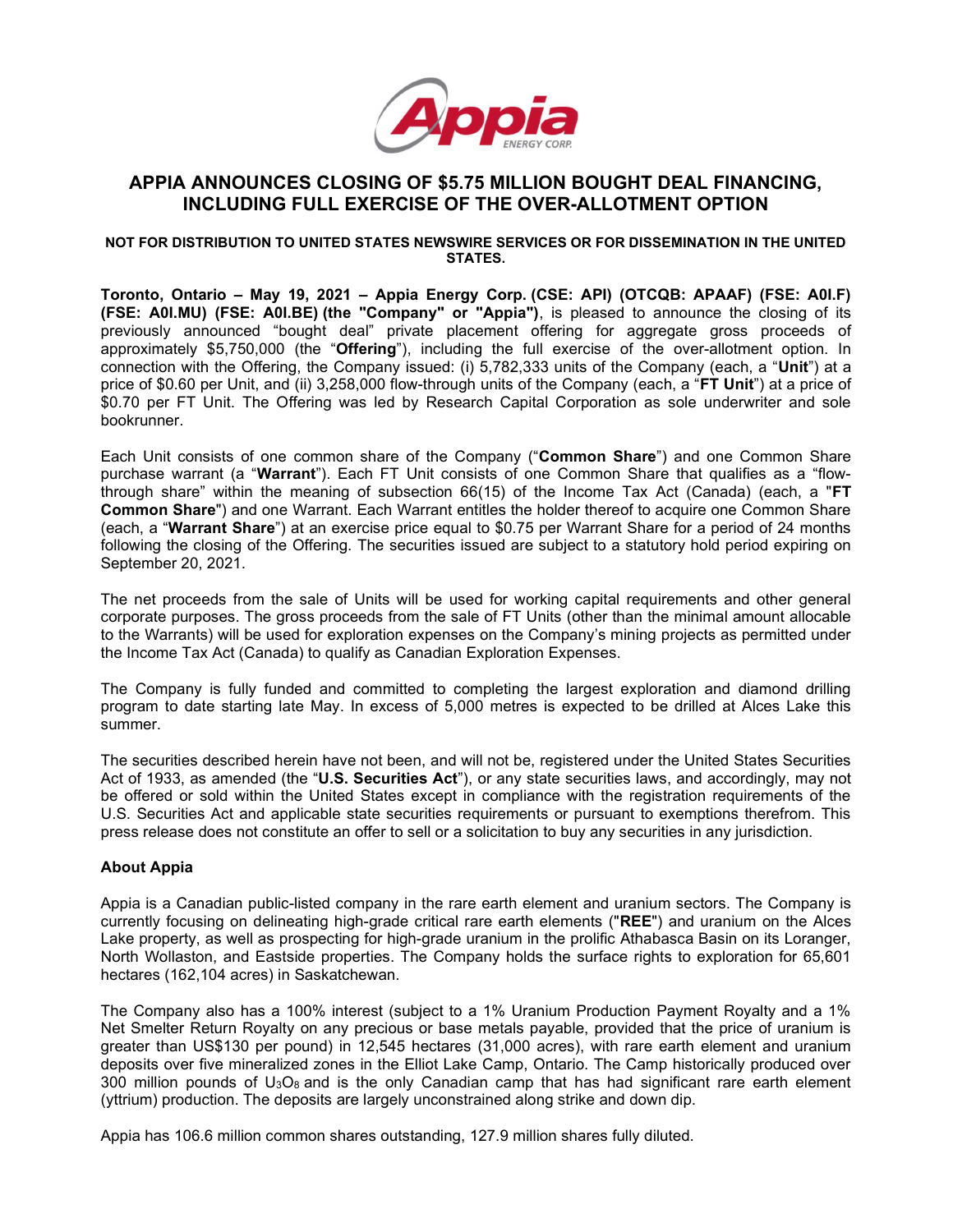# APPIA ANNOUNCES CLOSING OF $5.75 MILLION BOUGHT DEAL FINANCING, INCLUDING FULL EXERCISE OF THE OVER-ALLOTMENT OPTION

**NOT FOR DISTRIBUTION TO UNITED STATES NEWSWIRE SERVICES OR FOR DISSEMINATION IN THE UNITED STATES.**

**Toronto, Ontario – May 19, 2021 – Appia Energy Corp. (CSE: API) (OTCQB: APAAF) (FSE: A0I.F) (FSE: A0I.MU) (FSE: A0I.BE) (the "Company" or "Appia")**, is pleased to announce the closing of its previously announced "bought deal" private placement offering for aggregate gross proceeds of approximately $5,750,000 (the "**Offering**"), including the full exercise of the over-allotment option. In connection with the Offering, the Company issued: (i) 5,782,333 units of the Company (each, a "**Unit**") at a price of $0.60 per Unit, and (ii) 3,258,000 flow-through units of the Company (each, a "**FT Unit**") at a price of $0.70 per FT Unit. The Offering was led by Research Capital Corporation as sole underwriter and sole bookrunner.

Each Unit consists of one common share of the Company ("**Common Share**") and one Common Share purchase warrant (a "**Warrant**"). Each FT Unit consists of one Common Share that qualifies as a "flow-through share" within the meaning of subsection 66(15) of the Income Tax Act (Canada) (each, a "**FT Common Share**") and one Warrant. Each Warrant entitles the holder thereof to acquire one Common Share (each, a "**Warrant Share**") at an exercise price equal to $0.75 per Warrant Share for a period of 24 months following the closing of the Offering. The securities issued are subject to a statutory hold period expiring on September 20, 2021.

The net proceeds from the sale of Units will be used for working capital requirements and other general corporate purposes. The gross proceeds from the sale of FT Units (other than the minimal amount allocable to the Warrants) will be used for exploration expenses on the Company's mining projects as permitted under the Income Tax Act (Canada) to qualify as Canadian Exploration Expenses.

The Company is fully funded and committed to completing the largest exploration and diamond drilling program to date starting late May. In excess of 5,000 metres is expected to be drilled at Alces Lake this summer.

The securities described herein have not been, and will not be, registered under the United States Securities Act of 1933, as amended (the "**U.S. Securities Act**"), or any state securities laws, and accordingly, may not be offered or sold within the United States except in compliance with the registration requirements of the U.S. Securities Act and applicable state securities requirements or pursuant to exemptions therefrom. This press release does not constitute an offer to sell or a solicitation to buy any securities in any jurisdiction.

### About Appia

Appia is a Canadian public-listed company in the rare earth element and uranium sectors. The Company is currently focusing on delineating high-grade critical rare earth elements ("**REE**") and uranium on the Alces Lake property, as well as prospecting for high-grade uranium in the prolific Athabasca Basin on its Loranger, North Wollaston, and Eastside properties. The Company holds the surface rights to exploration for 65,601 hectares (162,104 acres) in Saskatchewan.

The Company also has a 100% interest (subject to a 1% Uranium Production Payment Royalty and a 1% Net Smelter Return Royalty on any precious or base metals payable, provided that the price of uranium is greater than US$130 per pound) in 12,545 hectares (31,000 acres), with rare earth element and uranium deposits over five mineralized zones in the Elliot Lake Camp, Ontario. The Camp historically produced over 300 million pounds of $U_3O_8$ and is the only Canadian camp that has had significant rare earth element (yttrium) production. The deposits are largely unconstrained along strike and down dip.

Appia has 106.6 million common shares outstanding, 127.9 million shares fully diluted.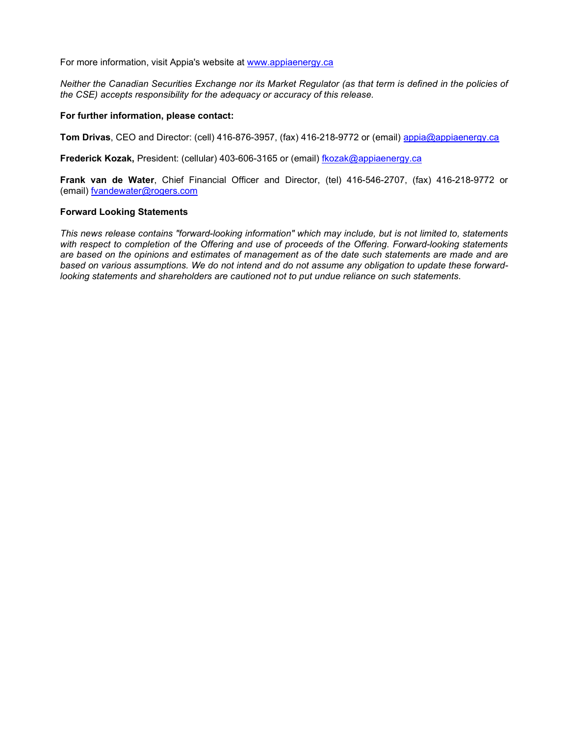For more information, visit Appia's website at www.appiaenergy.ca

*Neither the Canadian Securities Exchange nor its Market Regulator (as that term is defined in the policies of the CSE) accepts responsibility for the adequacy or accuracy of this release.*

**For further information, please contact:**

**Tom Drivas**, CEO and Director: (cell) 416-876-3957, (fax) 416-218-9772 or (email) appia@appiaenergy.ca

**Frederick Kozak,** President: (cellular) 403-606-3165 or (email) fkozak@appiaenergy.ca

**Frank van de Water**, Chief Financial Officer and Director, (tel) 416-546-2707, (fax) 416-218-9772 or (email) fvandewater@rogers.com

**Forward Looking Statements**

*This news release contains "forward-looking information" which may include, but is not limited to, statements with respect to completion of the Offering and use of proceeds of the Offering. Forward-looking statements are based on the opinions and estimates of management as of the date such statements are made and are based on various assumptions. We do not intend and do not assume any obligation to update these forward-looking statements and shareholders are cautioned not to put undue reliance on such statements.*